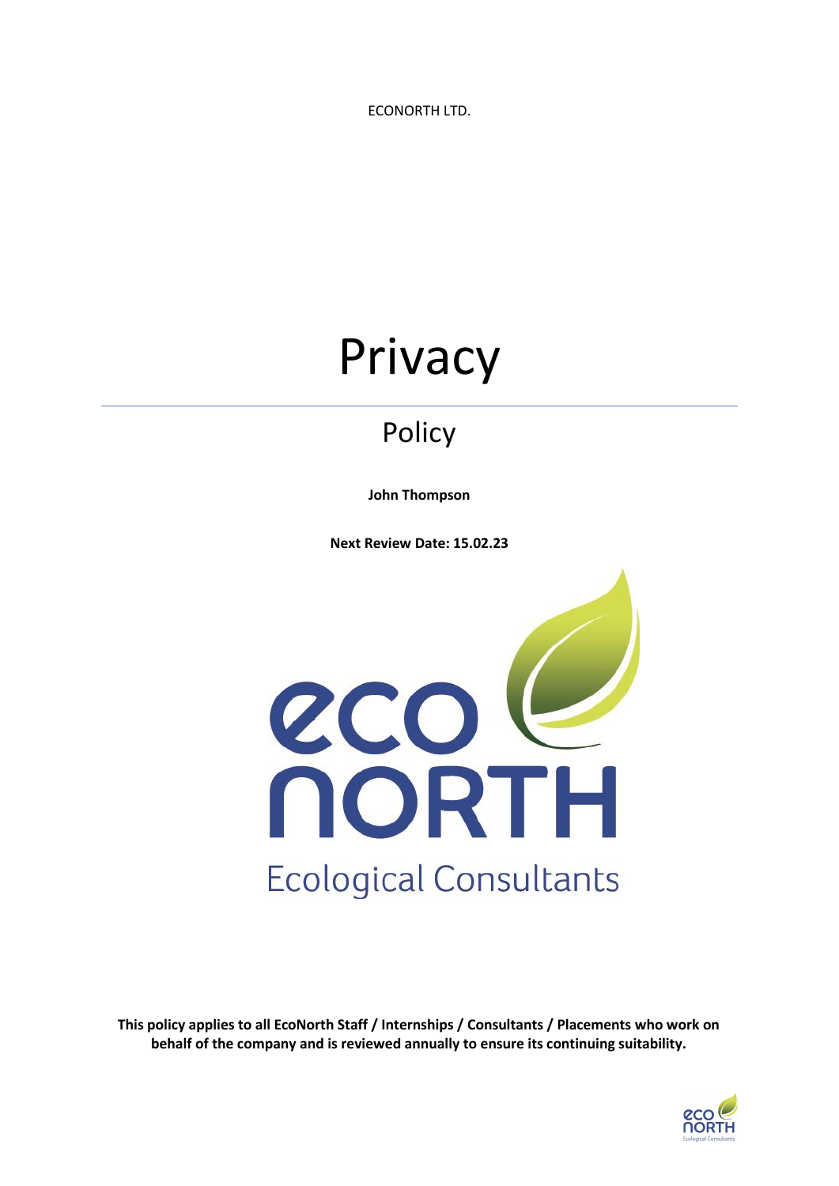ECONORTH LTD.

# Privacy

## Policy

**John Thompson**

**Next Review Date: 15.02.23**

**This policy applies to all EcoNorth Staff / Internships / Consultants / Placements who work on behalf of the company and is reviewed annually to ensure its continuing suitability.**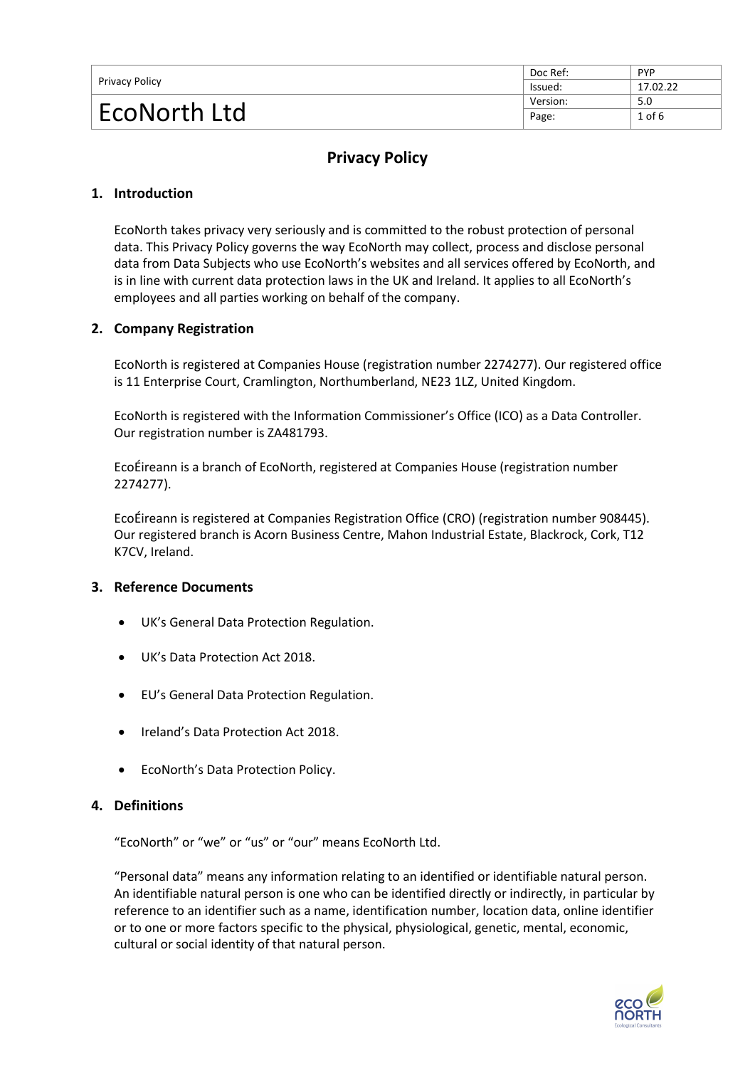# Privacy Policy

## 1. Introduction

EcoNorth takes privacy very seriously and is committed to the robust protection of personal data. This Privacy Policy governs the way EcoNorth may collect, process and disclose personal data from Data Subjects who use EcoNorth's websites and all services offered by EcoNorth, and is in line with current data protection laws in the UK and Ireland. It applies to all EcoNorth's employees and all parties working on behalf of the company.

## 2. Company Registration

EcoNorth is registered at Companies House (registration number 2274277). Our registered office is 11 Enterprise Court, Cramlington, Northumberland, NE23 1LZ, United Kingdom.

EcoNorth is registered with the Information Commissioner's Office (ICO) as a Data Controller. Our registration number is ZA481793.

EcoÉireann is a branch of EcoNorth, registered at Companies House (registration number 2274277).

EcoÉireann is registered at Companies Registration Office (CRO) (registration number 908445). Our registered branch is Acorn Business Centre, Mahon Industrial Estate, Blackrock, Cork, T12 K7CV, Ireland.

## 3. Reference Documents

- UK's General Data Protection Regulation.
- UK's Data Protection Act 2018.
- EU's General Data Protection Regulation.
- Ireland's Data Protection Act 2018.
- EcoNorth's Data Protection Policy.

## 4. Definitions

"EcoNorth" or "we" or "us" or "our" means EcoNorth Ltd.

"Personal data" means any information relating to an identified or identifiable natural person. An identifiable natural person is one who can be identified directly or indirectly, in particular by reference to an identifier such as a name, identification number, location data, online identifier or to one or more factors specific to the physical, physiological, genetic, mental, economic, cultural or social identity of that natural person.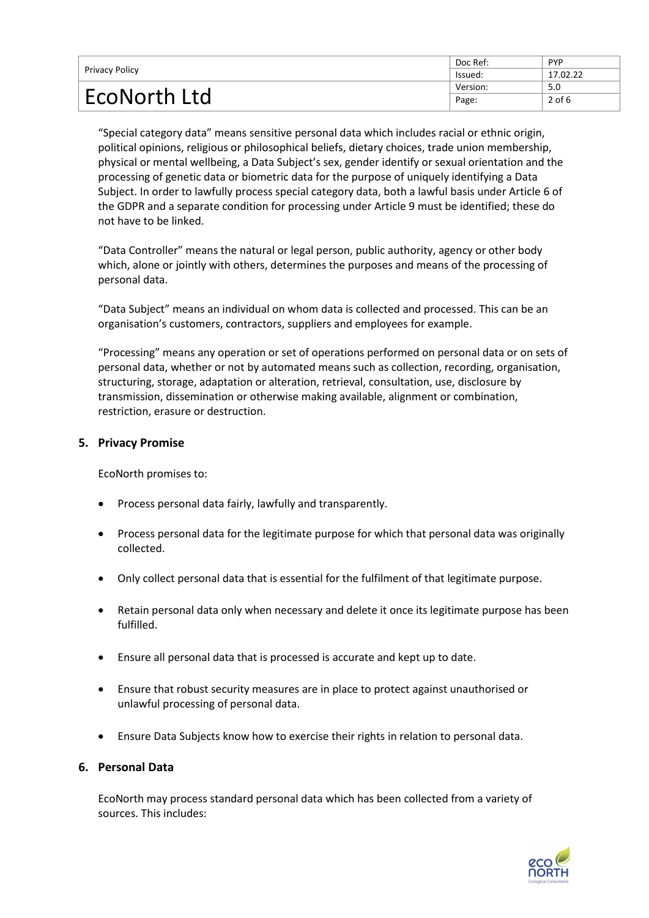"Special category data" means sensitive personal data which includes racial or ethnic origin, political opinions, religious or philosophical beliefs, dietary choices, trade union membership, physical or mental wellbeing, a Data Subject's sex, gender identify or sexual orientation and the processing of genetic data or biometric data for the purpose of uniquely identifying a Data Subject. In order to lawfully process special category data, both a lawful basis under Article 6 of the GDPR and a separate condition for processing under Article 9 must be identified; these do not have to be linked.

"Data Controller" means the natural or legal person, public authority, agency or other body which, alone or jointly with others, determines the purposes and means of the processing of personal data.

"Data Subject" means an individual on whom data is collected and processed. This can be an organisation's customers, contractors, suppliers and employees for example.

"Processing" means any operation or set of operations performed on personal data or on sets of personal data, whether or not by automated means such as collection, recording, organisation, structuring, storage, adaptation or alteration, retrieval, consultation, use, disclosure by transmission, dissemination or otherwise making available, alignment or combination, restriction, erasure or destruction.

## 5. Privacy Promise

EcoNorth promises to:

- Process personal data fairly, lawfully and transparently.
- Process personal data for the legitimate purpose for which that personal data was originally collected.
- Only collect personal data that is essential for the fulfilment of that legitimate purpose.
- Retain personal data only when necessary and delete it once its legitimate purpose has been fulfilled.
- Ensure all personal data that is processed is accurate and kept up to date.
- Ensure that robust security measures are in place to protect against unauthorised or unlawful processing of personal data.
- Ensure Data Subjects know how to exercise their rights in relation to personal data.

## 6. Personal Data

EcoNorth may process standard personal data which has been collected from a variety of sources. This includes: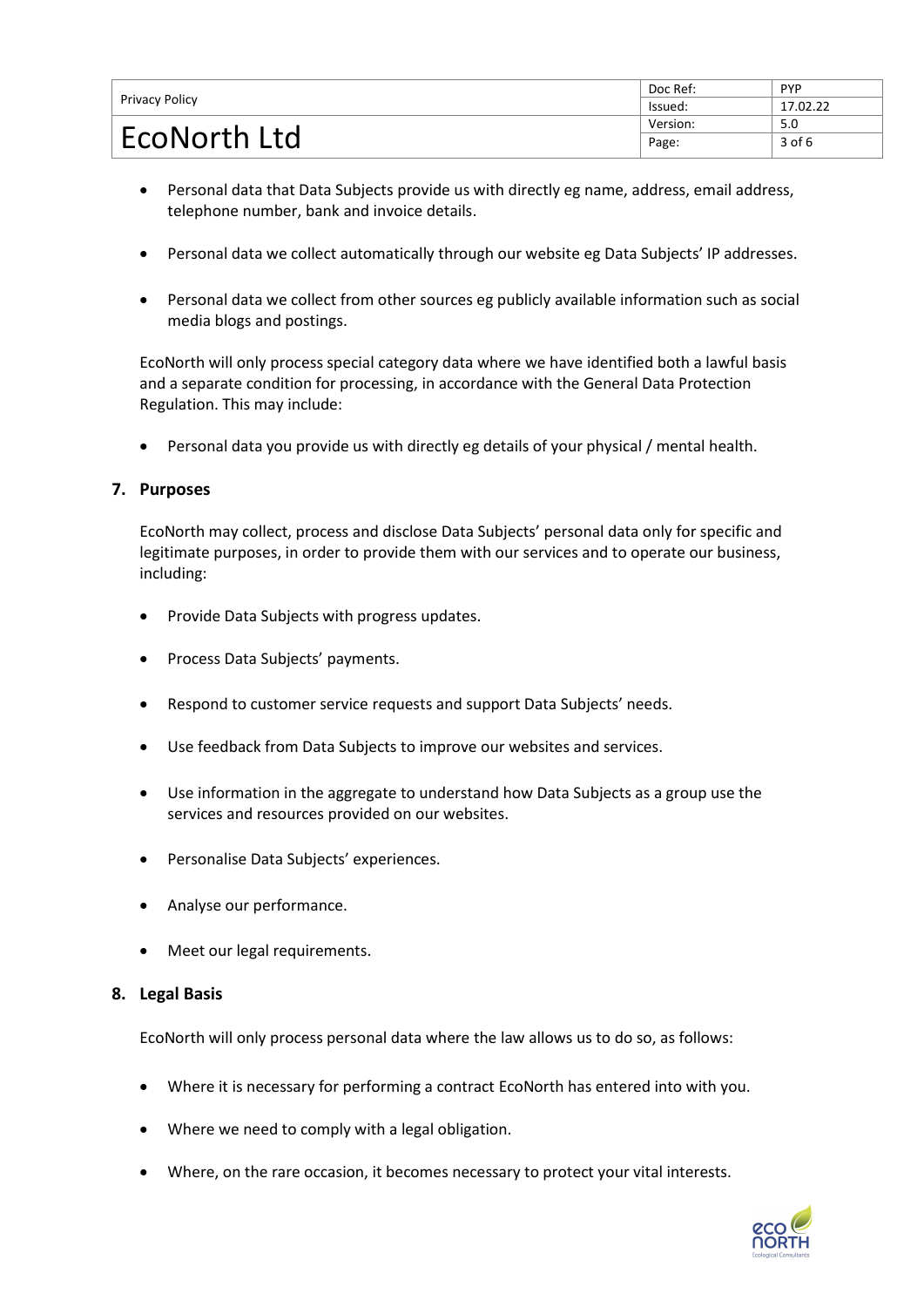- Personal data that Data Subjects provide us with directly eg name, address, email address, telephone number, bank and invoice details.

- Personal data we collect automatically through our website eg Data Subjects' IP addresses.

- Personal data we collect from other sources eg publicly available information such as social media blogs and postings.

EcoNorth will only process special category data where we have identified both a lawful basis and a separate condition for processing, in accordance with the General Data Protection Regulation. This may include:

- Personal data you provide us with directly eg details of your physical / mental health.

## 7. Purposes

EcoNorth may collect, process and disclose Data Subjects' personal data only for specific and legitimate purposes, in order to provide them with our services and to operate our business, including:

- Provide Data Subjects with progress updates.

- Process Data Subjects' payments.

- Respond to customer service requests and support Data Subjects' needs.

- Use feedback from Data Subjects to improve our websites and services.

- Use information in the aggregate to understand how Data Subjects as a group use the services and resources provided on our websites.

- Personalise Data Subjects' experiences.

- Analyse our performance.

- Meet our legal requirements.

## 8. Legal Basis

EcoNorth will only process personal data where the law allows us to do so, as follows:

- Where it is necessary for performing a contract EcoNorth has entered into with you.

- Where we need to comply with a legal obligation.

- Where, on the rare occasion, it becomes necessary to protect your vital interests.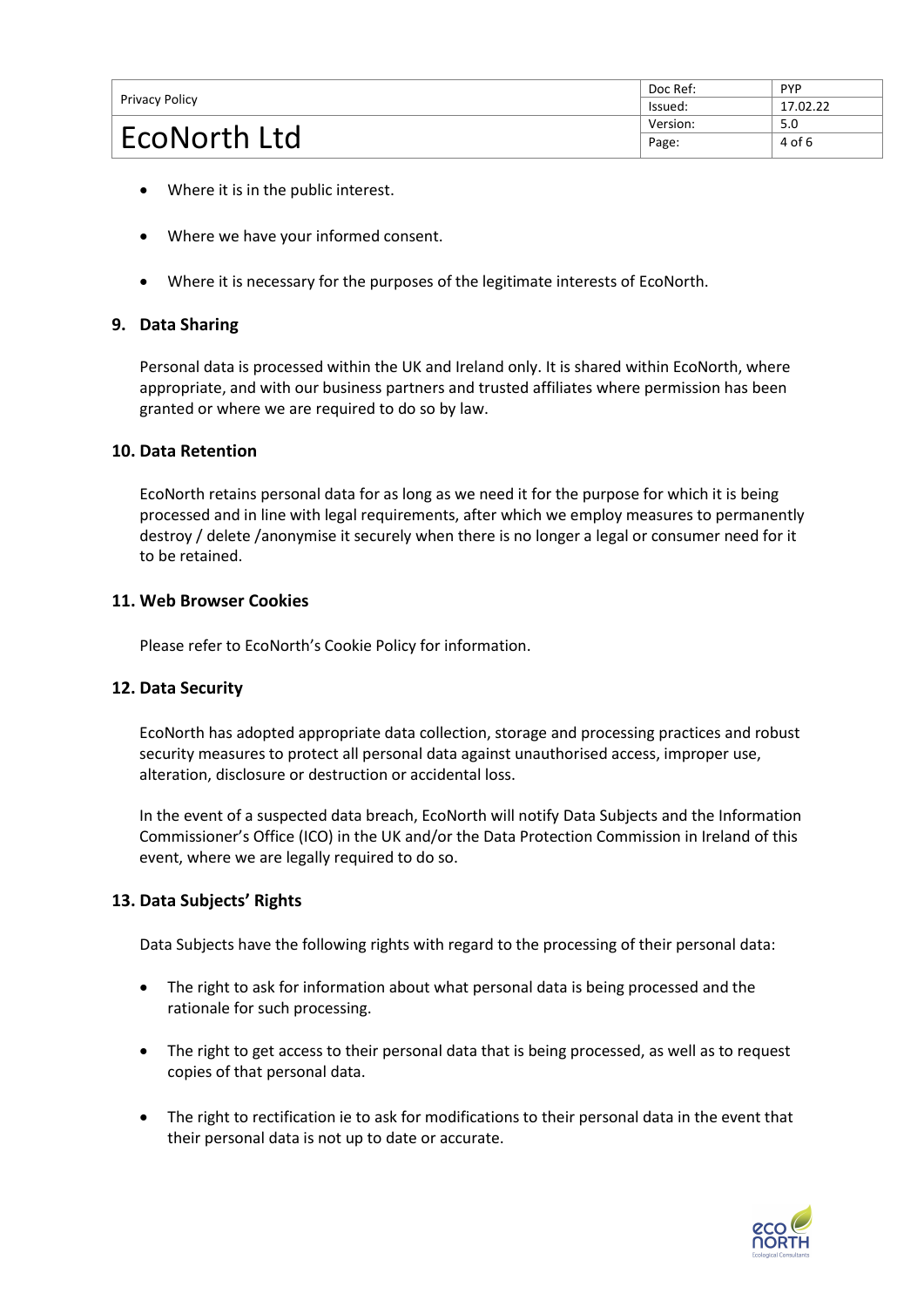- Where it is in the public interest.

- Where we have your informed consent.

- Where it is necessary for the purposes of the legitimate interests of EcoNorth.

## 9. Data Sharing

Personal data is processed within the UK and Ireland only. It is shared within EcoNorth, where appropriate, and with our business partners and trusted affiliates where permission has been granted or where we are required to do so by law.

## 10. Data Retention

EcoNorth retains personal data for as long as we need it for the purpose for which it is being processed and in line with legal requirements, after which we employ measures to permanently destroy / delete /anonymise it securely when there is no longer a legal or consumer need for it to be retained.

## 11. Web Browser Cookies

Please refer to EcoNorth's Cookie Policy for information.

## 12. Data Security

EcoNorth has adopted appropriate data collection, storage and processing practices and robust security measures to protect all personal data against unauthorised access, improper use, alteration, disclosure or destruction or accidental loss.

In the event of a suspected data breach, EcoNorth will notify Data Subjects and the Information Commissioner's Office (ICO) in the UK and/or the Data Protection Commission in Ireland of this event, where we are legally required to do so.

## 13. Data Subjects' Rights

Data Subjects have the following rights with regard to the processing of their personal data:

- The right to ask for information about what personal data is being processed and the rationale for such processing.

- The right to get access to their personal data that is being processed, as well as to request copies of that personal data.

- The right to rectification ie to ask for modifications to their personal data in the event that their personal data is not up to date or accurate.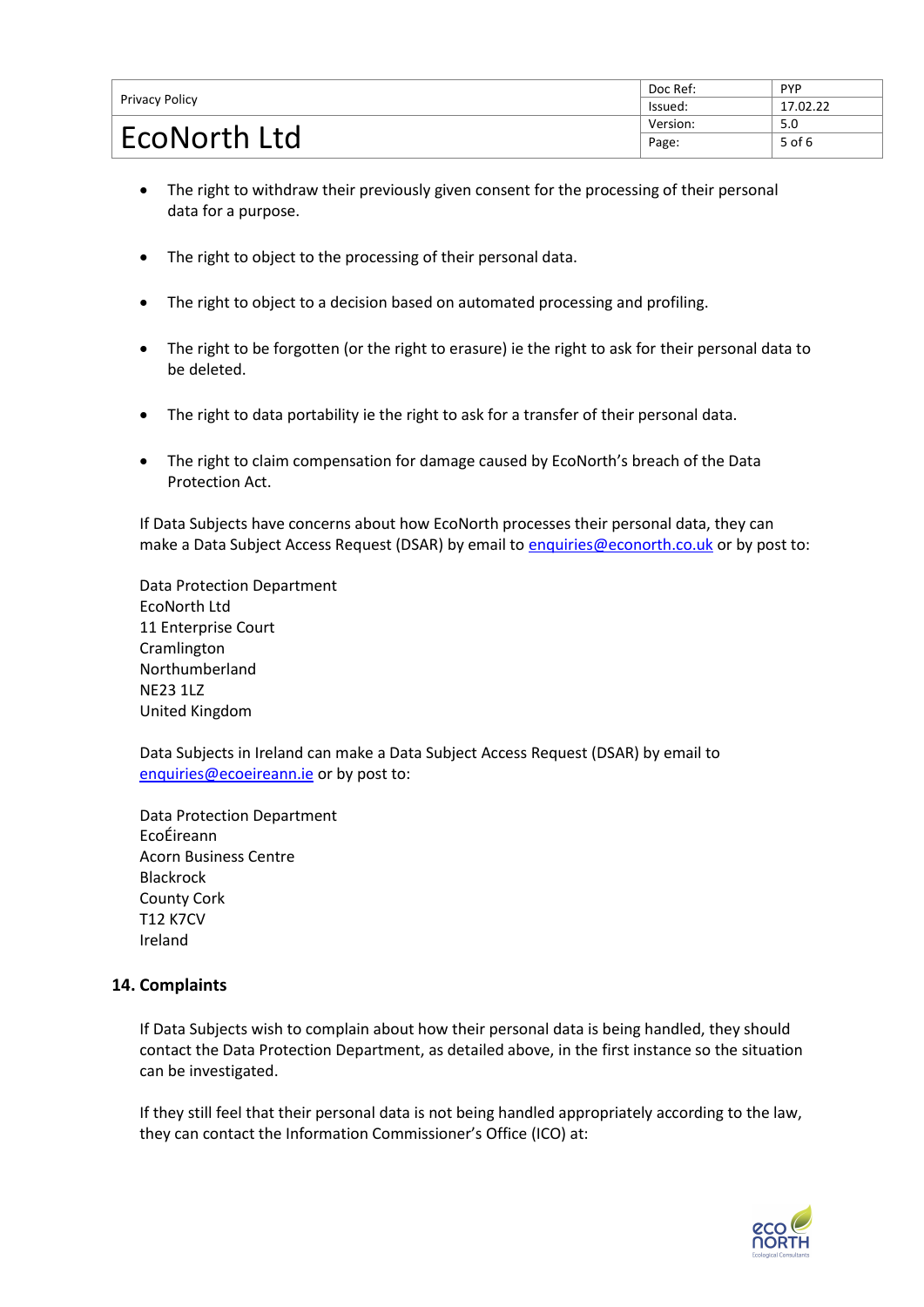- The right to withdraw their previously given consent for the processing of their personal data for a purpose.
- The right to object to the processing of their personal data.
- The right to object to a decision based on automated processing and profiling.
- The right to be forgotten (or the right to erasure) ie the right to ask for their personal data to be deleted.
- The right to data portability ie the right to ask for a transfer of their personal data.
- The right to claim compensation for damage caused by EcoNorth's breach of the Data Protection Act.

If Data Subjects have concerns about how EcoNorth processes their personal data, they can make a Data Subject Access Request (DSAR) by email to enquiries@econorth.co.uk or by post to:

Data Protection Department
EcoNorth Ltd
11 Enterprise Court
Cramlington
Northumberland
NE23 1LZ
United Kingdom

Data Subjects in Ireland can make a Data Subject Access Request (DSAR) by email to enquiries@ecoeireann.ie or by post to:

Data Protection Department
EcoÉireann
Acorn Business Centre
Blackrock
County Cork
T12 K7CV
Ireland

## 14. Complaints

If Data Subjects wish to complain about how their personal data is being handled, they should contact the Data Protection Department, as detailed above, in the first instance so the situation can be investigated.

If they still feel that their personal data is not being handled appropriately according to the law, they can contact the Information Commissioner's Office (ICO) at: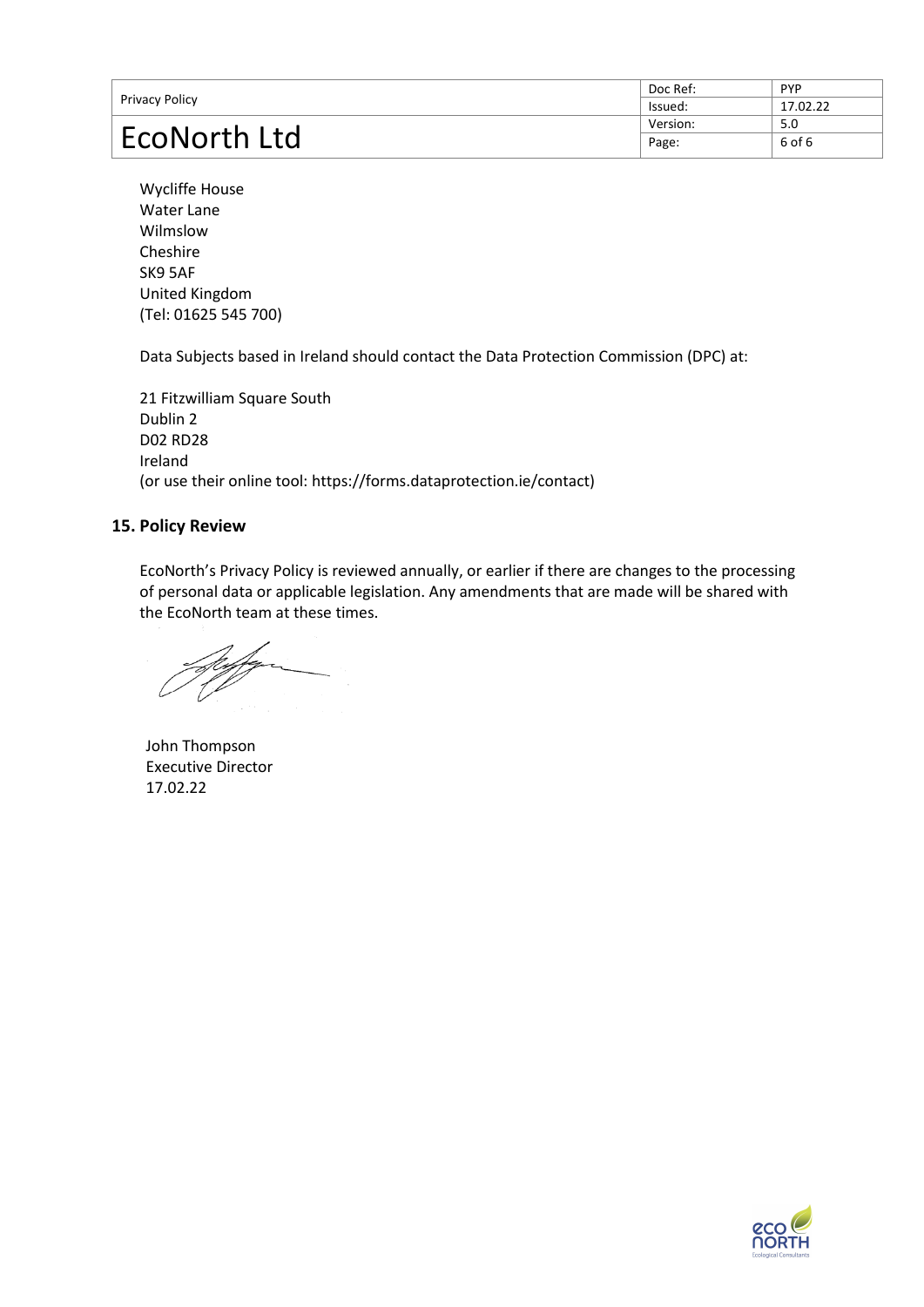Wycliffe House
Water Lane
Wilmslow
Cheshire
SK9 5AF
United Kingdom
(Tel: 01625 545 700)

Data Subjects based in Ireland should contact the Data Protection Commission (DPC) at:

21 Fitzwilliam Square South
Dublin 2
D02 RD28
Ireland
(or use their online tool: https://forms.dataprotection.ie/contact)

## 15. Policy Review

EcoNorth's Privacy Policy is reviewed annually, or earlier if there are changes to the processing of personal data or applicable legislation. Any amendments that are made will be shared with the EcoNorth team at these times.

John Thompson
Executive Director
17.02.22